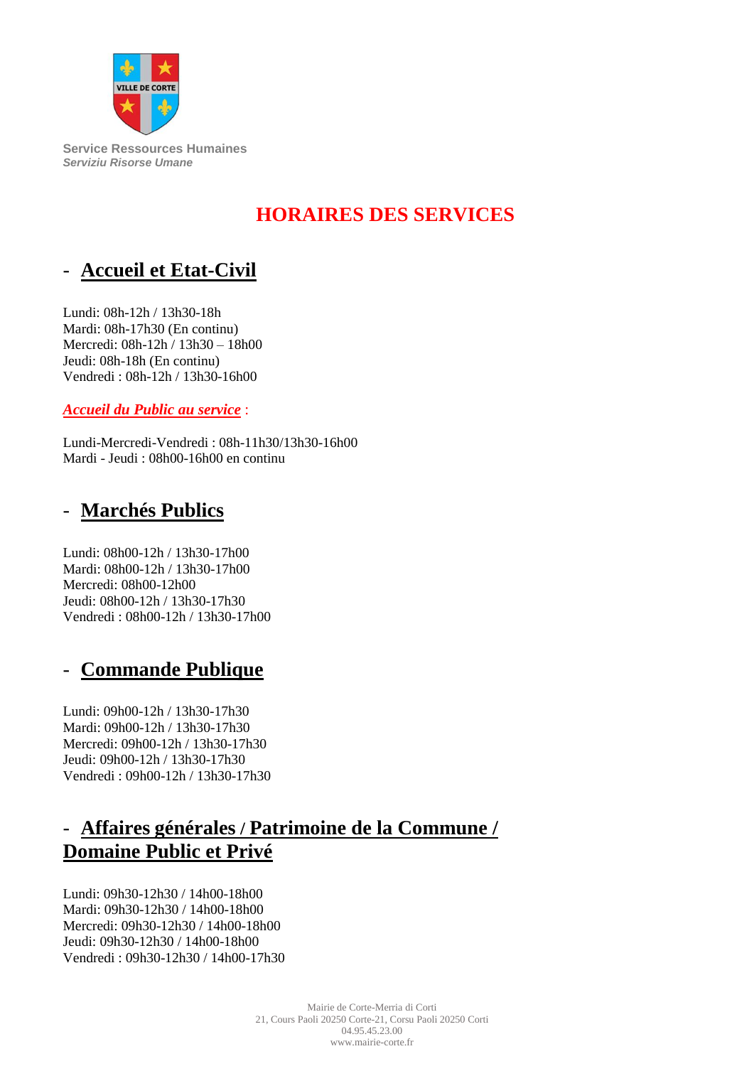Service Ressources Humaines
*Serviziu Risorse Umane*

# HORAIRES DES SERVICES

## - Accueil et Etat-Civil

Lundi: 08h-12h / 13h30-18h
Mardi: 08h-17h30 (En continu)
Mercredi: 08h-12h / 13h30 – 18h00
Jeudi: 08h-18h (En continu)
Vendredi : 08h-12h / 13h30-16h00

***Accueil du Public au service*** :

Lundi-Mercredi-Vendredi : 08h-11h30/13h30-16h00
Mardi - Jeudi : 08h00-16h00 en continu

## - Marchés Publics

Lundi: 08h00-12h / 13h30-17h00
Mardi: 08h00-12h / 13h30-17h00
Mercredi: 08h00-12h00
Jeudi: 08h00-12h / 13h30-17h30
Vendredi : 08h00-12h / 13h30-17h00

## - Commande Publique

Lundi: 09h00-12h / 13h30-17h30
Mardi: 09h00-12h / 13h30-17h30
Mercredi: 09h00-12h / 13h30-17h30
Jeudi: 09h00-12h / 13h30-17h30
Vendredi : 09h00-12h / 13h30-17h30

## - Affaires générales / Patrimoine de la Commune / Domaine Public et Privé

Lundi: 09h30-12h30 / 14h00-18h00
Mardi: 09h30-12h30 / 14h00-18h00
Mercredi: 09h30-12h30 / 14h00-18h00
Jeudi: 09h30-12h30 / 14h00-18h00
Vendredi : 09h30-12h30 / 14h00-17h30

Mairie de Corte-Merria di Corti
21, Cours Paoli 20250 Corte-21, Corsu Paoli 20250 Corti
04.95.45.23.00
www.mairie-corte.fr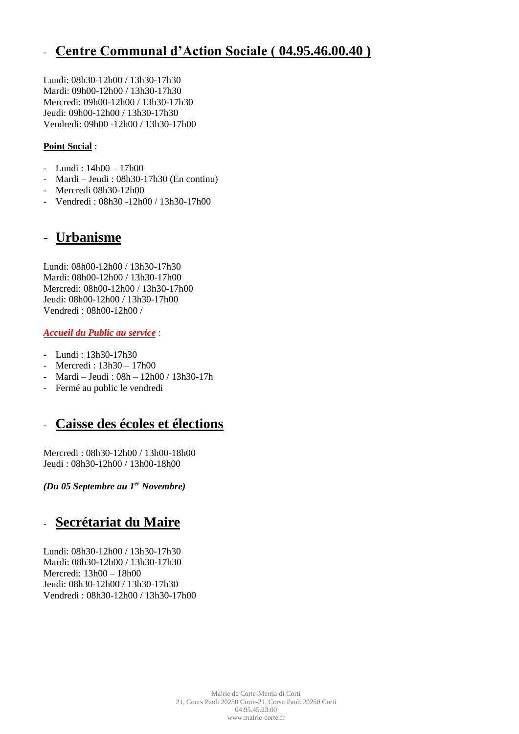## - Centre Communal d'Action Sociale ( 04.95.46.00.40 )

Lundi: 08h30-12h00 / 13h30-17h30
Mardi: 09h00-12h00 / 13h30-17h30
Mercredi: 09h00-12h00 / 13h30-17h30
Jeudi: 09h00-12h00 / 13h30-17h30
Vendredi: 09h00 -12h00 / 13h30-17h00

**Point Social** :

- Lundi : 14h00 – 17h00
- Mardi – Jeudi : 08h30-17h30 (En continu)
- Mercredi 08h30-12h00
- Vendredi : 08h30 -12h00 / 13h30-17h00

## - Urbanisme

Lundi: 08h00-12h00 / 13h30-17h30
Mardi: 08h00-12h00 / 13h30-17h00
Mercredi: 08h00-12h00 / 13h30-17h00
Jeudi: 08h00-12h00 / 13h30-17h00
Vendredi : 08h00-12h00 /

***Accueil du Public au service*** :

- Lundi : 13h30-17h30
- Mercredi : 13h30 – 17h00
- Mardi – Jeudi : 08h – 12h00 / 13h30-17h
- Fermé au public le vendredi

## - Caisse des écoles et élections

Mercredi : 08h30-12h00 / 13h00-18h00
Jeudi : 08h30-12h00 / 13h00-18h00

***(Du 05 Septembre au 1er Novembre)***

## - Secrétariat du Maire

Lundi: 08h30-12h00 / 13h30-17h30
Mardi: 08h30-12h00 / 13h30-17h30
Mercredi: 13h00 – 18h00
Jeudi: 08h30-12h00 / 13h30-17h30
Vendredi : 08h30-12h00 / 13h30-17h00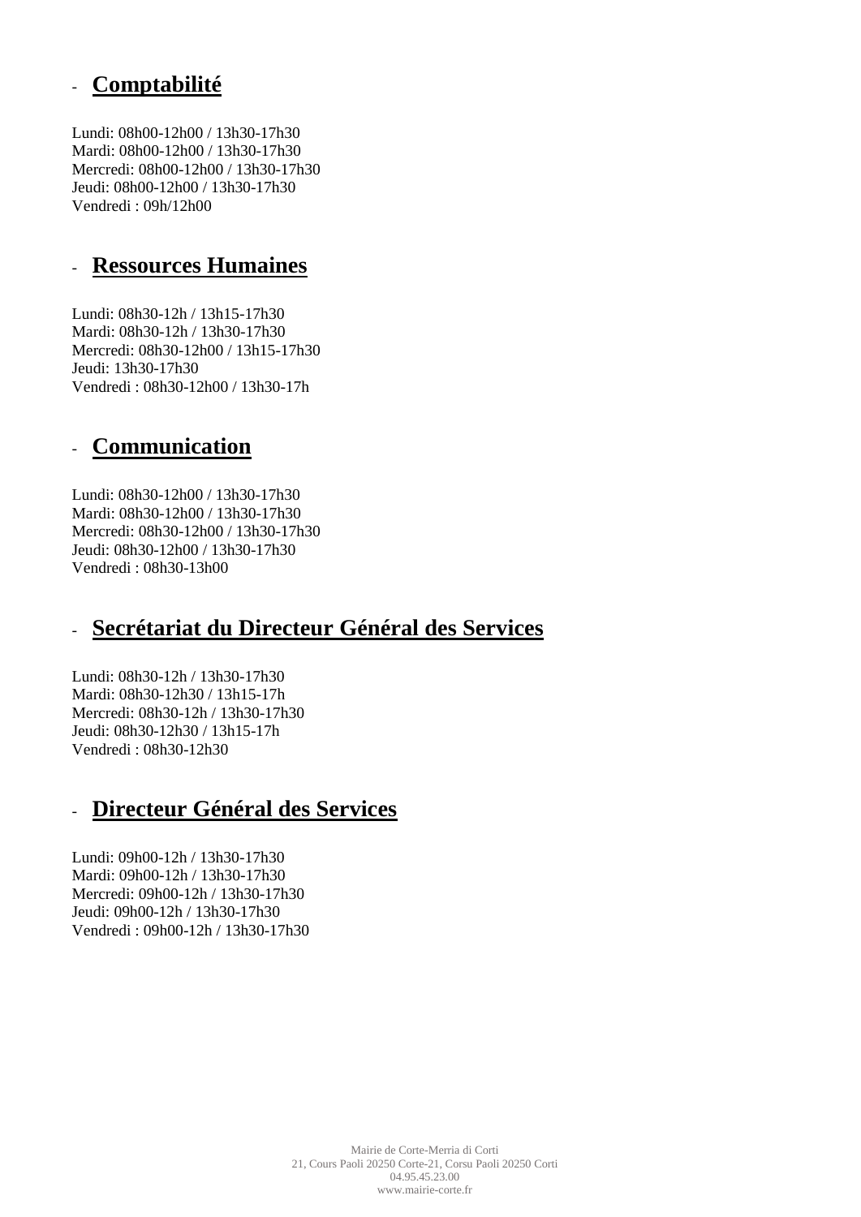- **Comptabilité**

Lundi: 08h00-12h00 / 13h30-17h30
Mardi: 08h00-12h00 / 13h30-17h30
Mercredi: 08h00-12h00 / 13h30-17h30
Jeudi: 08h00-12h00 / 13h30-17h30
Vendredi : 09h/12h00

- **Ressources Humaines**

Lundi: 08h30-12h / 13h15-17h30
Mardi: 08h30-12h / 13h30-17h30
Mercredi: 08h30-12h00 / 13h15-17h30
Jeudi: 13h30-17h30
Vendredi : 08h30-12h00 / 13h30-17h

- **Communication**

Lundi: 08h30-12h00 / 13h30-17h30
Mardi: 08h30-12h00 / 13h30-17h30
Mercredi: 08h30-12h00 / 13h30-17h30
Jeudi: 08h30-12h00 / 13h30-17h30
Vendredi : 08h30-13h00

- **Secrétariat du Directeur Général des Services**

Lundi: 08h30-12h / 13h30-17h30
Mardi: 08h30-12h30 / 13h15-17h
Mercredi: 08h30-12h / 13h30-17h30
Jeudi: 08h30-12h30 / 13h15-17h
Vendredi : 08h30-12h30

- **Directeur Général des Services**

Lundi: 09h00-12h / 13h30-17h30
Mardi: 09h00-12h / 13h30-17h30
Mercredi: 09h00-12h / 13h30-17h30
Jeudi: 09h00-12h / 13h30-17h30
Vendredi : 09h00-12h / 13h30-17h30